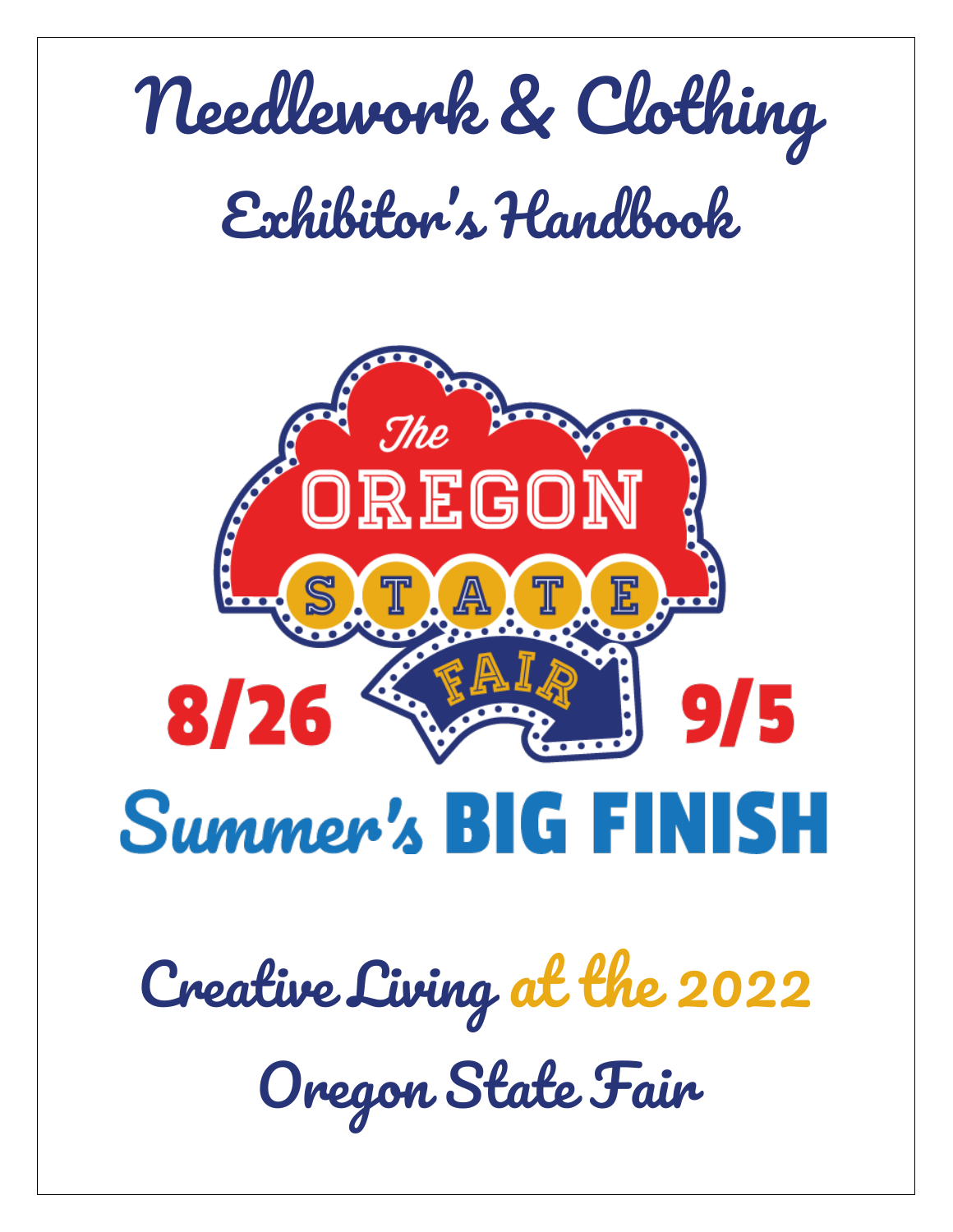# Needlework & Clothing

## Exhibitor's Handbook

The OREGON STATE FAIR

8/26 9/5

Summer's BIG FINISH

## Creative Living at the 2022

## Oregon State Fair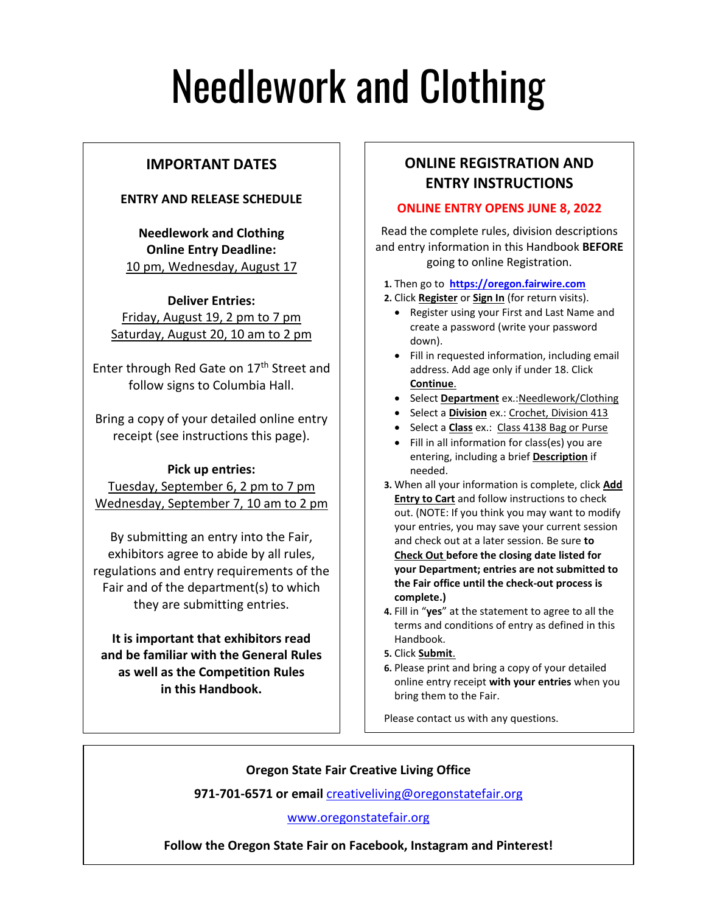# Needlework and Clothing

## IMPORTANT DATES

**ENTRY AND RELEASE SCHEDULE**

**Needlework and Clothing Online Entry Deadline:**
10 pm, Wednesday, August 17

**Deliver Entries:**
Friday, August 19, 2 pm to 7 pm
Saturday, August 20, 10 am to 2 pm

Enter through Red Gate on 17th Street and follow signs to Columbia Hall.

Bring a copy of your detailed online entry receipt (see instructions this page).

**Pick up entries:**
Tuesday, September 6, 2 pm to 7 pm
Wednesday, September 7, 10 am to 2 pm

By submitting an entry into the Fair, exhibitors agree to abide by all rules, regulations and entry requirements of the Fair and of the department(s) to which they are submitting entries.

**It is important that exhibitors read and be familiar with the General Rules as well as the Competition Rules in this Handbook.**

## ONLINE REGISTRATION AND ENTRY INSTRUCTIONS

**ONLINE ENTRY OPENS JUNE 8, 2022**

Read the complete rules, division descriptions and entry information in this Handbook **BEFORE** going to online Registration.

1. Then go to **https://oregon.fairwire.com**
2. Click **Register** or **Sign In** (for return visits).
   - Register using your First and Last Name and create a password (write your password down).
   - Fill in requested information, including email address. Add age only if under 18. Click **Continue**.
   - Select **Department** ex.: Needlework/Clothing
   - Select a **Division** ex.: Crochet, Division 413
   - Select a **Class** ex.: Class 4138 Bag or Purse
   - Fill in all information for class(es) you are entering, including a brief **Description** if needed.
3. When all your information is complete, click **Add Entry to Cart** and follow instructions to check out. (NOTE: If you think you may want to modify your entries, you may save your current session and check out at a later session. Be sure **to Check Out before the closing date listed for your Department; entries are not submitted to the Fair office until the check-out process is complete.)**
4. Fill in "**yes**" at the statement to agree to all the terms and conditions of entry as defined in this Handbook.
5. Click **Submit**.
6. Please print and bring a copy of your detailed online entry receipt **with your entries** when you bring them to the Fair.

Please contact us with any questions.

**Oregon State Fair Creative Living Office**

**971-701-6571 or email** creativeliving@oregonstatefair.org

www.oregonstatefair.org

**Follow the Oregon State Fair on Facebook, Instagram and Pinterest!**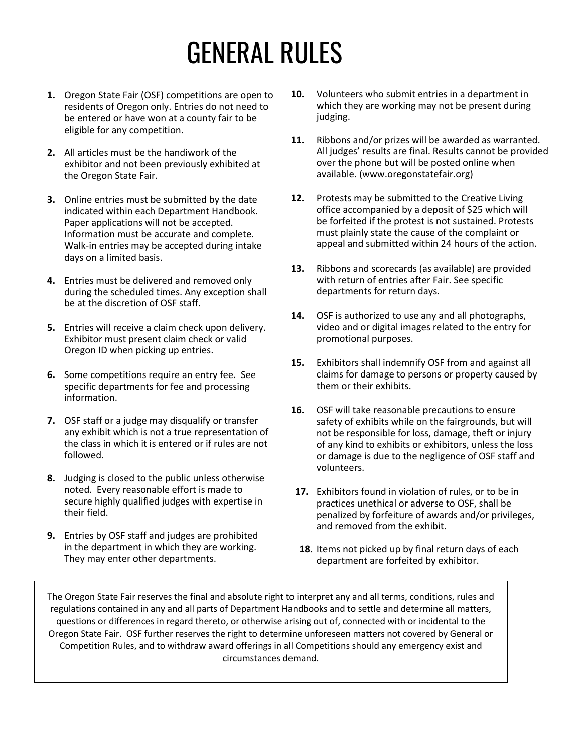# GENERAL RULES

1. Oregon State Fair (OSF) competitions are open to residents of Oregon only. Entries do not need to be entered or have won at a county fair to be eligible for any competition.

2. All articles must be the handiwork of the exhibitor and not been previously exhibited at the Oregon State Fair.

3. Online entries must be submitted by the date indicated within each Department Handbook. Paper applications will not be accepted. Information must be accurate and complete. Walk-in entries may be accepted during intake days on a limited basis.

4. Entries must be delivered and removed only during the scheduled times. Any exception shall be at the discretion of OSF staff.

5. Entries will receive a claim check upon delivery. Exhibitor must present claim check or valid Oregon ID when picking up entries.

6. Some competitions require an entry fee. See specific departments for fee and processing information.

7. OSF staff or a judge may disqualify or transfer any exhibit which is not a true representation of the class in which it is entered or if rules are not followed.

8. Judging is closed to the public unless otherwise noted. Every reasonable effort is made to secure highly qualified judges with expertise in their field.

9. Entries by OSF staff and judges are prohibited in the department in which they are working. They may enter other departments.

10. Volunteers who submit entries in a department in which they are working may not be present during judging.

11. Ribbons and/or prizes will be awarded as warranted. All judges' results are final. Results cannot be provided over the phone but will be posted online when available. (www.oregonstatefair.org)

12. Protests may be submitted to the Creative Living office accompanied by a deposit of $25 which will be forfeited if the protest is not sustained. Protests must plainly state the cause of the complaint or appeal and submitted within 24 hours of the action.

13. Ribbons and scorecards (as available) are provided with return of entries after Fair. See specific departments for return days.

14. OSF is authorized to use any and all photographs, video and or digital images related to the entry for promotional purposes.

15. Exhibitors shall indemnify OSF from and against all claims for damage to persons or property caused by them or their exhibits.

16. OSF will take reasonable precautions to ensure safety of exhibits while on the fairgrounds, but will not be responsible for loss, damage, theft or injury of any kind to exhibits or exhibitors, unless the loss or damage is due to the negligence of OSF staff and volunteers.

17. Exhibitors found in violation of rules, or to be in practices unethical or adverse to OSF, shall be penalized by forfeiture of awards and/or privileges, and removed from the exhibit.

18. Items not picked up by final return days of each department are forfeited by exhibitor.

The Oregon State Fair reserves the final and absolute right to interpret any and all terms, conditions, rules and regulations contained in any and all parts of Department Handbooks and to settle and determine all matters, questions or differences in regard thereto, or otherwise arising out of, connected with or incidental to the Oregon State Fair. OSF further reserves the right to determine unforeseen matters not covered by General or Competition Rules, and to withdraw award offerings in all Competitions should any emergency exist and circumstances demand.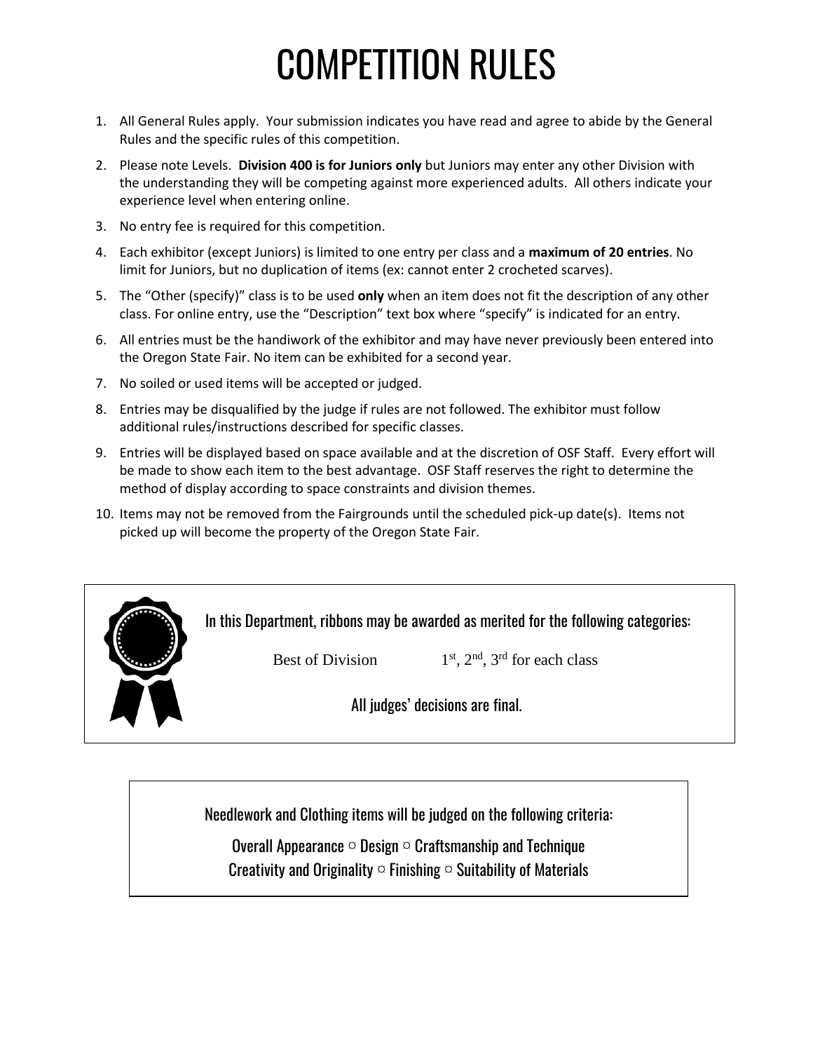# COMPETITION RULES

1. All General Rules apply. Your submission indicates you have read and agree to abide by the General Rules and the specific rules of this competition.
2. Please note Levels. **Division 400 is for Juniors only** but Juniors may enter any other Division with the understanding they will be competing against more experienced adults. All others indicate your experience level when entering online.
3. No entry fee is required for this competition.
4. Each exhibitor (except Juniors) is limited to one entry per class and a **maximum of 20 entries**. No limit for Juniors, but no duplication of items (ex: cannot enter 2 crocheted scarves).
5. The "Other (specify)" class is to be used **only** when an item does not fit the description of any other class. For online entry, use the "Description" text box where "specify" is indicated for an entry.
6. All entries must be the handiwork of the exhibitor and may have never previously been entered into the Oregon State Fair. No item can be exhibited for a second year.
7. No soiled or used items will be accepted or judged.
8. Entries may be disqualified by the judge if rules are not followed. The exhibitor must follow additional rules/instructions described for specific classes.
9. Entries will be displayed based on space available and at the discretion of OSF Staff. Every effort will be made to show each item to the best advantage. OSF Staff reserves the right to determine the method of display according to space constraints and division themes.
10. Items may not be removed from the Fairgrounds until the scheduled pick-up date(s). Items not picked up will become the property of the Oregon State Fair.

In this Department, ribbons may be awarded as merited for the following categories:

Best of Division 1st, 2nd, 3rd for each class

All judges' decisions are final.

Needlework and Clothing items will be judged on the following criteria:

Overall Appearance ¤ Design ¤ Craftsmanship and Technique
Creativity and Originality ¤ Finishing ¤ Suitability of Materials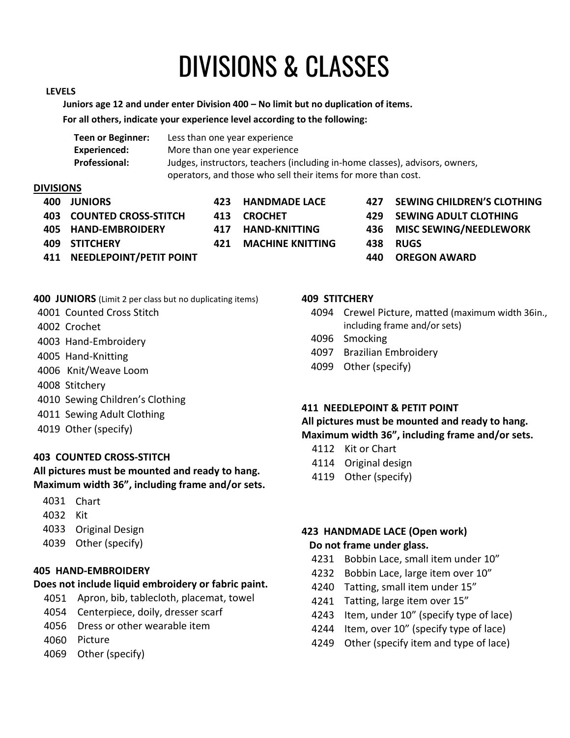# DIVISIONS & CLASSES

**LEVELS**

**Juniors age 12 and under enter Division 400 – No limit but no duplication of items.**

**For all others, indicate your experience level according to the following:**

| | |
|---|---|
| **Teen or Beginner:** | Less than one year experience |
| **Experienced:** | More than one year experience |
| **Professional:** | Judges, instructors, teachers (including in-home classes), advisors, owners, operators, and those who sell their items for more than cost. |

**DIVISIONS**

- **400 JUNIORS**
- **403 COUNTED CROSS-STITCH**
- **405 HAND-EMBROIDERY**
- **409 STITCHERY**
- **411 NEEDLEPOINT/PETIT POINT**
- **423 HANDMADE LACE**
- **413 CROCHET**
- **417 HAND-KNITTING**
- **421 MACHINE KNITTING**
- **427 SEWING CHILDREN'S CLOTHING**
- **429 SEWING ADULT CLOTHING**
- **436 MISC SEWING/NEEDLEWORK**
- **438 RUGS**
- **440 OREGON AWARD**

**400 JUNIORS** (Limit 2 per class but no duplicating items)

- 4001 Counted Cross Stitch
- 4002 Crochet
- 4003 Hand-Embroidery
- 4005 Hand-Knitting
- 4006 Knit/Weave Loom
- 4008 Stitchery
- 4010 Sewing Children's Clothing
- 4011 Sewing Adult Clothing
- 4019 Other (specify)

**403 COUNTED CROSS-STITCH**

**All pictures must be mounted and ready to hang. Maximum width 36", including frame and/or sets.**

- 4031 Chart
- 4032 Kit
- 4033 Original Design
- 4039 Other (specify)

**405 HAND-EMBROIDERY**

**Does not include liquid embroidery or fabric paint.**

- 4051 Apron, bib, tablecloth, placemat, towel
- 4054 Centerpiece, doily, dresser scarf
- 4056 Dress or other wearable item
- 4060 Picture
- 4069 Other (specify)

**409 STITCHERY**

- 4094 Crewel Picture, matted (maximum width 36in., including frame and/or sets)
- 4096 Smocking
- 4097 Brazilian Embroidery
- 4099 Other (specify)

**411 NEEDLEPOINT & PETIT POINT**

**All pictures must be mounted and ready to hang. Maximum width 36", including frame and/or sets.**

- 4112 Kit or Chart
- 4114 Original design
- 4119 Other (specify)

**423 HANDMADE LACE (Open work)**

**Do not frame under glass.**

- 4231 Bobbin Lace, small item under 10"
- 4232 Bobbin Lace, large item over 10"
- 4240 Tatting, small item under 15"
- 4241 Tatting, large item over 15"
- 4243 Item, under 10" (specify type of lace)
- 4244 Item, over 10" (specify type of lace)
- 4249 Other (specify item and type of lace)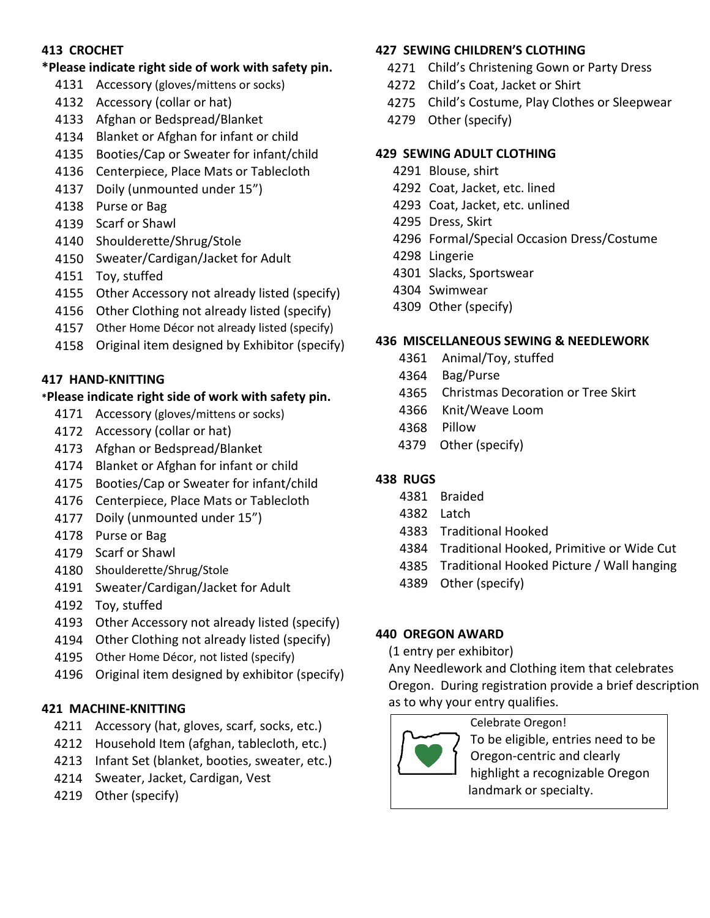**413 CROCHET**

***Please indicate right side of work with safety pin.**

- 4131 Accessory (gloves/mittens or socks)
- 4132 Accessory (collar or hat)
- 4133 Afghan or Bedspread/Blanket
- 4134 Blanket or Afghan for infant or child
- 4135 Booties/Cap or Sweater for infant/child
- 4136 Centerpiece, Place Mats or Tablecloth
- 4137 Doily (unmounted under 15")
- 4138 Purse or Bag
- 4139 Scarf or Shawl
- 4140 Shoulderette/Shrug/Stole
- 4150 Sweater/Cardigan/Jacket for Adult
- 4151 Toy, stuffed
- 4155 Other Accessory not already listed (specify)
- 4156 Other Clothing not already listed (specify)
- 4157 Other Home Décor not already listed (specify)
- 4158 Original item designed by Exhibitor (specify)

**417 HAND-KNITTING**

***Please indicate right side of work with safety pin.**

- 4171 Accessory (gloves/mittens or socks)
- 4172 Accessory (collar or hat)
- 4173 Afghan or Bedspread/Blanket
- 4174 Blanket or Afghan for infant or child
- 4175 Booties/Cap or Sweater for infant/child
- 4176 Centerpiece, Place Mats or Tablecloth
- 4177 Doily (unmounted under 15")
- 4178 Purse or Bag
- 4179 Scarf or Shawl
- 4180 Shoulderette/Shrug/Stole
- 4191 Sweater/Cardigan/Jacket for Adult
- 4192 Toy, stuffed
- 4193 Other Accessory not already listed (specify)
- 4194 Other Clothing not already listed (specify)
- 4195 Other Home Décor, not listed (specify)
- 4196 Original item designed by exhibitor (specify)

**421 MACHINE-KNITTING**

- 4211 Accessory (hat, gloves, scarf, socks, etc.)
- 4212 Household Item (afghan, tablecloth, etc.)
- 4213 Infant Set (blanket, booties, sweater, etc.)
- 4214 Sweater, Jacket, Cardigan, Vest
- 4219 Other (specify)

**427 SEWING CHILDREN'S CLOTHING**

- 4271 Child's Christening Gown or Party Dress
- 4272 Child's Coat, Jacket or Shirt
- 4275 Child's Costume, Play Clothes or Sleepwear
- 4279 Other (specify)

**429 SEWING ADULT CLOTHING**

- 4291 Blouse, shirt
- 4292 Coat, Jacket, etc. lined
- 4293 Coat, Jacket, etc. unlined
- 4295 Dress, Skirt
- 4296 Formal/Special Occasion Dress/Costume
- 4298 Lingerie
- 4301 Slacks, Sportswear
- 4304 Swimwear
- 4309 Other (specify)

**436 MISCELLANEOUS SEWING & NEEDLEWORK**

- 4361 Animal/Toy, stuffed
- 4364 Bag/Purse
- 4365 Christmas Decoration or Tree Skirt
- 4366 Knit/Weave Loom
- 4368 Pillow
- 4379 Other (specify)

**438 RUGS**

- 4381 Braided
- 4382 Latch
- 4383 Traditional Hooked
- 4384 Traditional Hooked, Primitive or Wide Cut
- 4385 Traditional Hooked Picture / Wall hanging
- 4389 Other (specify)

**440 OREGON AWARD**

(1 entry per exhibitor)

Any Needlework and Clothing item that celebrates Oregon. During registration provide a brief description as to why your entry qualifies.

Celebrate Oregon!
To be eligible, entries need to be Oregon-centric and clearly highlight a recognizable Oregon landmark or specialty.